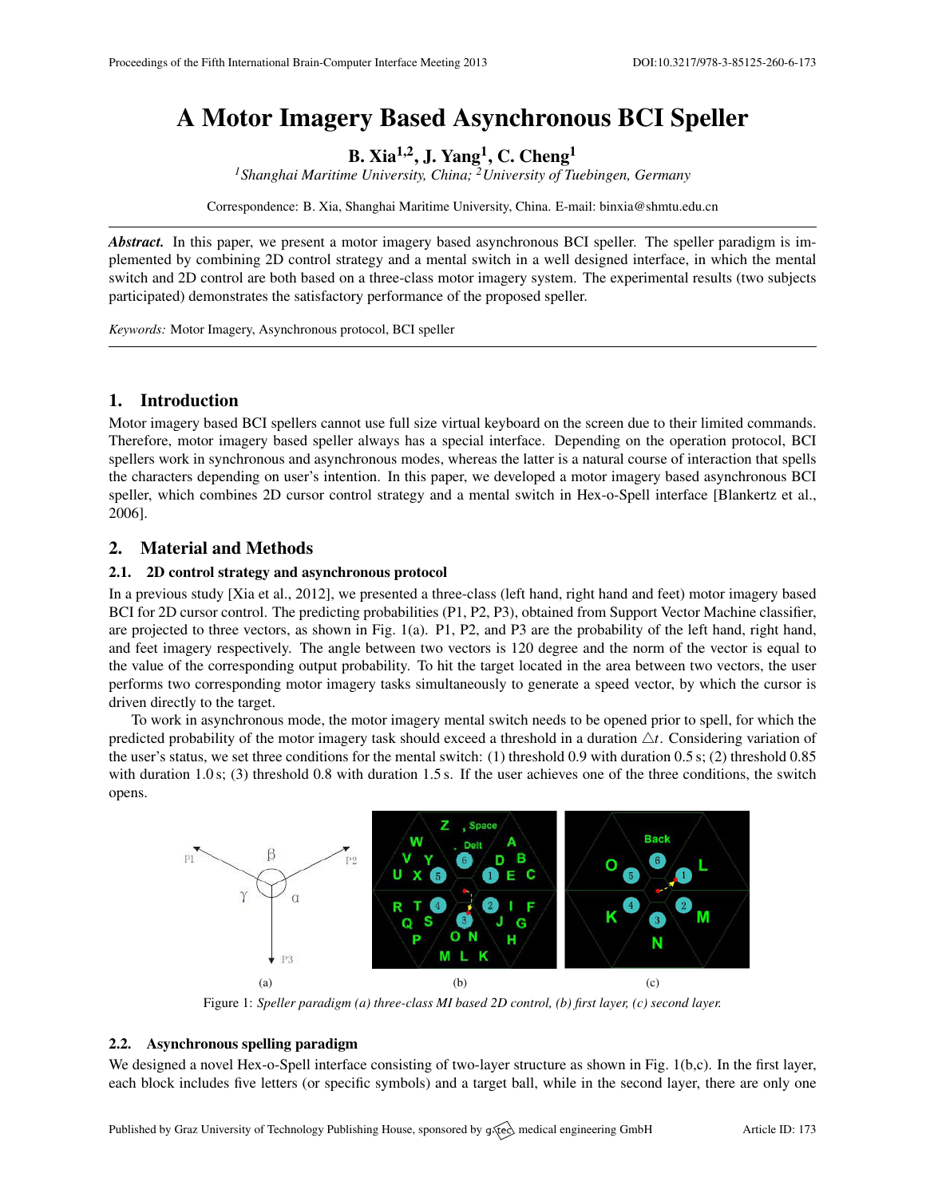# A Motor Imagery Based Asynchronous BCI Speller

**B. Xia[1,2], J. Yang[1], C. Cheng[1]**

*[1]Shanghai Maritime University, China; [2]University of Tuebingen, Germany*

Correspondence: B. Xia, Shanghai Maritime University, China. E-mail: binxia@shmtu.edu.cn

***Abstract.*** In this paper, we present a motor imagery based asynchronous BCI speller. The speller paradigm is implemented by combining 2D control strategy and a mental switch in a well designed interface, in which the mental switch and 2D control are both based on a three-class motor imagery system. The experimental results (two subjects participated) demonstrates the satisfactory performance of the proposed speller.

*Keywords:* Motor Imagery, Asynchronous protocol, BCI speller

## 1. Introduction

Motor imagery based BCI spellers cannot use full size virtual keyboard on the screen due to their limited commands. Therefore, motor imagery based speller always has a special interface. Depending on the operation protocol, BCI spellers work in synchronous and asynchronous modes, whereas the latter is a natural course of interaction that spells the characters depending on user's intention. In this paper, we developed a motor imagery based asynchronous BCI speller, which combines 2D cursor control strategy and a mental switch in Hex-o-Spell interface [Blankertz et al., 2006].

## 2. Material and Methods

### 2.1. 2D control strategy and asynchronous protocol

In a previous study [Xia et al., 2012], we presented a three-class (left hand, right hand and feet) motor imagery based BCI for 2D cursor control. The predicting probabilities (P1, P2, P3), obtained from Support Vector Machine classifier, are projected to three vectors, as shown in Fig. 1(a). P1, P2, and P3 are the probability of the left hand, right hand, and feet imagery respectively. The angle between two vectors is 120 degree and the norm of the vector is equal to the value of the corresponding output probability. To hit the target located in the area between two vectors, the user performs two corresponding motor imagery tasks simultaneously to generate a speed vector, by which the cursor is driven directly to the target.

To work in asynchronous mode, the motor imagery mental switch needs to be opened prior to spell, for which the predicted probability of the motor imagery task should exceed a threshold in a duration $\triangle t$. Considering variation of the user's status, we set three conditions for the mental switch: (1) threshold 0.9 with duration 0.5 s; (2) threshold 0.85 with duration 1.0 s; (3) threshold 0.8 with duration 1.5 s. If the user achieves one of the three conditions, the switch opens.

Figure 1: *Speller paradigm (a) three-class MI based 2D control, (b) first layer, (c) second layer.*

### 2.2. Asynchronous spelling paradigm

We designed a novel Hex-o-Spell interface consisting of two-layer structure as shown in Fig. 1(b,c). In the first layer, each block includes five letters (or specific symbols) and a target ball, while in the second layer, there are only one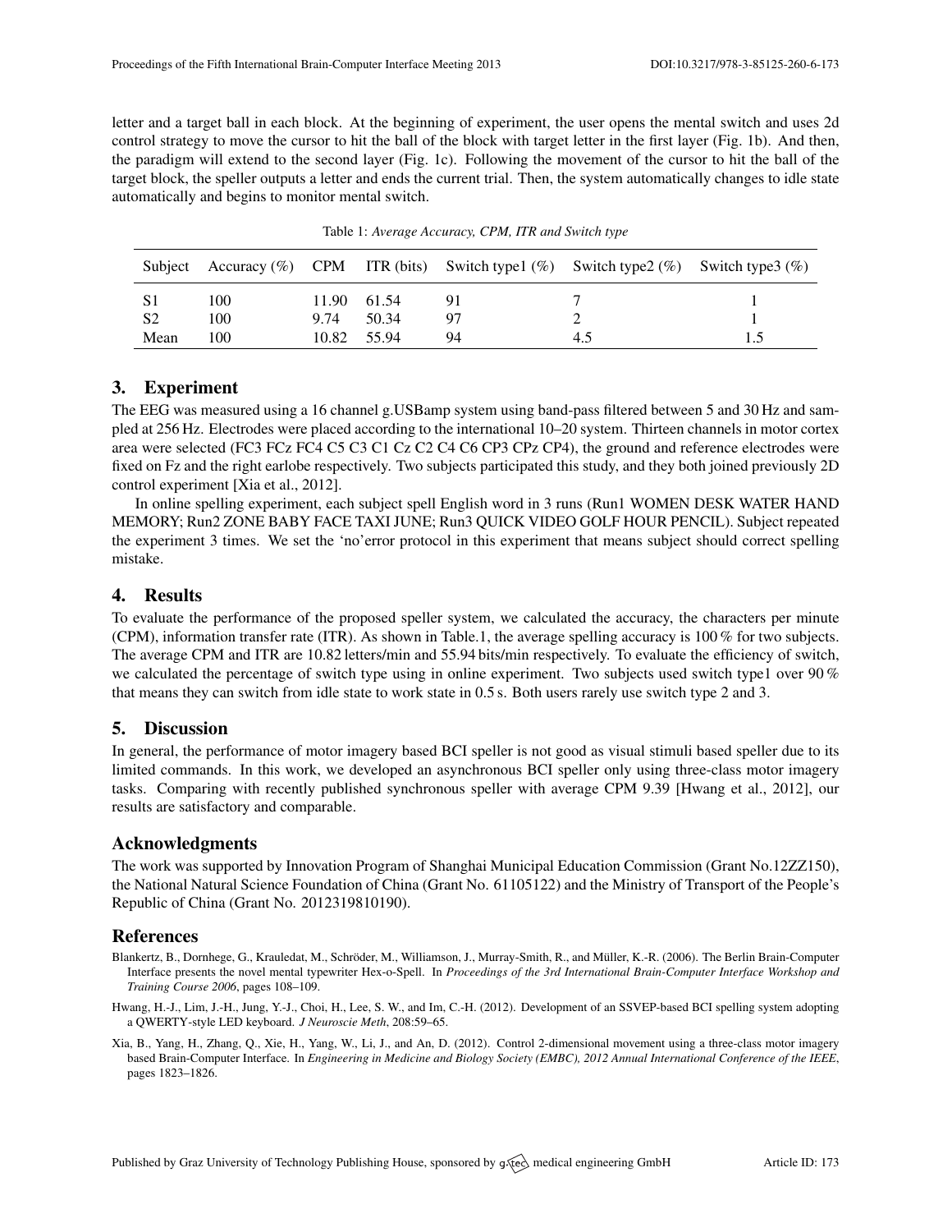letter and a target ball in each block. At the beginning of experiment, the user opens the mental switch and uses 2d control strategy to move the cursor to hit the ball of the block with target letter in the first layer (Fig. 1b). And then, the paradigm will extend to the second layer (Fig. 1c). Following the movement of the cursor to hit the ball of the target block, the speller outputs a letter and ends the current trial. Then, the system automatically changes to idle state automatically and begins to monitor mental switch.

Table 1: *Average Accuracy, CPM, ITR and Switch type*

| Subject | Accuracy (%) | CPM | ITR (bits) | Switch type1 (%) | Switch type2 (%) | Switch type3 (%) |
|---|---|---|---|---|---|---|
| S1 | 100 | 11.90 | 61.54 | 91 | 7 | 1 |
| S2 | 100 | 9.74 | 50.34 | 97 | 2 | 1 |
| Mean | 100 | 10.82 | 55.94 | 94 | 4.5 | 1.5 |

## 3. Experiment

The EEG was measured using a 16 channel g.USBamp system using band-pass filtered between 5 and 30 Hz and sampled at 256 Hz. Electrodes were placed according to the international 10–20 system. Thirteen channels in motor cortex area were selected (FC3 FCz FC4 C5 C3 C1 Cz C2 C4 C6 CP3 CPz CP4), the ground and reference electrodes were fixed on Fz and the right earlobe respectively. Two subjects participated this study, and they both joined previously 2D control experiment [Xia et al., 2012].

In online spelling experiment, each subject spell English word in 3 runs (Run1 WOMEN DESK WATER HAND MEMORY; Run2 ZONE BABY FACE TAXI JUNE; Run3 QUICK VIDEO GOLF HOUR PENCIL). Subject repeated the experiment 3 times. We set the 'no'error protocol in this experiment that means subject should correct spelling mistake.

## 4. Results

To evaluate the performance of the proposed speller system, we calculated the accuracy, the characters per minute (CPM), information transfer rate (ITR). As shown in Table.1, the average spelling accuracy is 100 % for two subjects. The average CPM and ITR are 10.82 letters/min and 55.94 bits/min respectively. To evaluate the efficiency of switch, we calculated the percentage of switch type using in online experiment. Two subjects used switch type1 over 90 % that means they can switch from idle state to work state in 0.5 s. Both users rarely use switch type 2 and 3.

## 5. Discussion

In general, the performance of motor imagery based BCI speller is not good as visual stimuli based speller due to its limited commands. In this work, we developed an asynchronous BCI speller only using three-class motor imagery tasks. Comparing with recently published synchronous speller with average CPM 9.39 [Hwang et al., 2012], our results are satisfactory and comparable.

## Acknowledgments

The work was supported by Innovation Program of Shanghai Municipal Education Commission (Grant No.12ZZ150), the National Natural Science Foundation of China (Grant No. 61105122) and the Ministry of Transport of the People's Republic of China (Grant No. 2012319810190).

## References

Blankertz, B., Dornhege, G., Krauledat, M., Schröder, M., Williamson, J., Murray-Smith, R., and Müller, K.-R. (2006). The Berlin Brain-Computer Interface presents the novel mental typewriter Hex-o-Spell. In *Proceedings of the 3rd International Brain-Computer Interface Workshop and Training Course 2006*, pages 108–109.

Hwang, H.-J., Lim, J.-H., Jung, Y.-J., Choi, H., Lee, S. W., and Im, C.-H. (2012). Development of an SSVEP-based BCI spelling system adopting a QWERTY-style LED keyboard. *J Neuroscie Meth*, 208:59–65.

Xia, B., Yang, H., Zhang, Q., Xie, H., Yang, W., Li, J., and An, D. (2012). Control 2-dimensional movement using a three-class motor imagery based Brain-Computer Interface. In *Engineering in Medicine and Biology Society (EMBC), 2012 Annual International Conference of the IEEE*, pages 1823–1826.